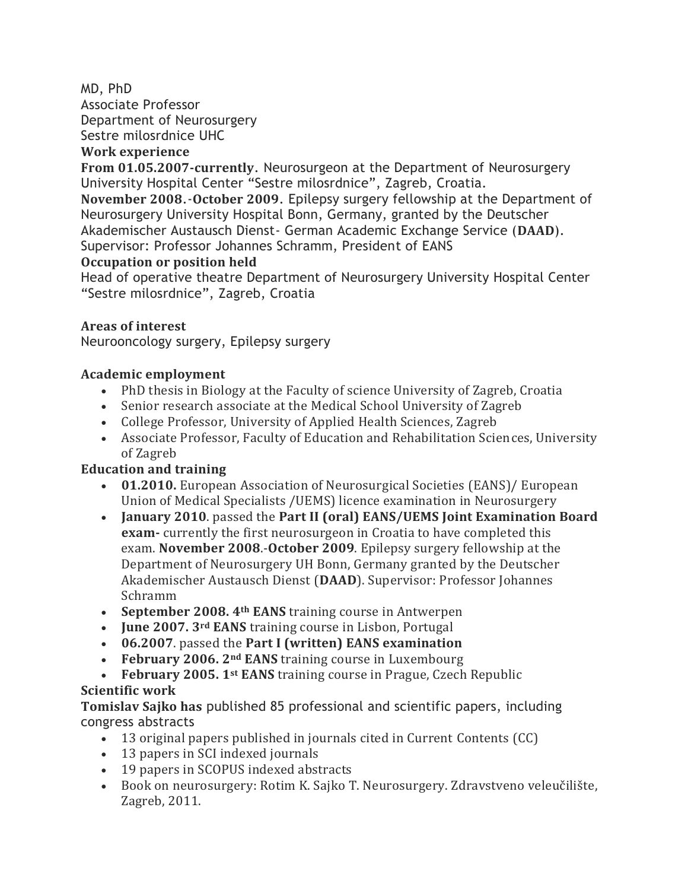MD, PhD
Associate Professor
Department of Neurosurgery
Sestre milosrdnice UHC

**Work experience**

**From 01.05.2007-currently**. Neurosurgeon at the Department of Neurosurgery University Hospital Center "Sestre milosrdnice", Zagreb, Croatia.

**November 2008.-October 2009**. Epilepsy surgery fellowship at the Department of Neurosurgery University Hospital Bonn, Germany, granted by the Deutscher Akademischer Austausch Dienst- German Academic Exchange Service (**DAAD**). Supervisor: Professor Johannes Schramm, President of EANS

**Occupation or position held**

Head of operative theatre Department of Neurosurgery University Hospital Center "Sestre milosrdnice", Zagreb, Croatia

**Areas of interest**

Neurooncology surgery, Epilepsy surgery

**Academic employment**

- PhD thesis in Biology at the Faculty of science University of Zagreb, Croatia
- Senior research associate at the Medical School University of Zagreb
- College Professor, University of Applied Health Sciences, Zagreb
- Associate Professor, Faculty of Education and Rehabilitation Sciences, University of Zagreb

**Education and training**

- **01.2010.** European Association of Neurosurgical Societies (EANS)/ European Union of Medical Specialists /UEMS) licence examination in Neurosurgery
- **January 2010**. passed the **Part II (oral) EANS/UEMS Joint Examination Board exam-** currently the first neurosurgeon in Croatia to have completed this exam. **November 2008**.-**October 2009**. Epilepsy surgery fellowship at the Department of Neurosurgery UH Bonn, Germany granted by the Deutscher Akademischer Austausch Dienst (**DAAD**). Supervisor: Professor Johannes Schramm
- **September 2008. 4th EANS** training course in Antwerpen
- **June 2007. 3rd EANS** training course in Lisbon, Portugal
- **06.2007**. passed the **Part I (written) EANS examination**
- **February 2006. 2nd EANS** training course in Luxembourg
- **February 2005. 1st EANS** training course in Prague, Czech Republic

**Scientific work**

**Tomislav Sajko has** published 85 professional and scientific papers, including congress abstracts

- 13 original papers published in journals cited in Current Contents (CC)
- 13 papers in SCI indexed journals
- 19 papers in SCOPUS indexed abstracts
- Book on neurosurgery: Rotim K. Sajko T. Neurosurgery. Zdravstveno veleučilište, Zagreb, 2011.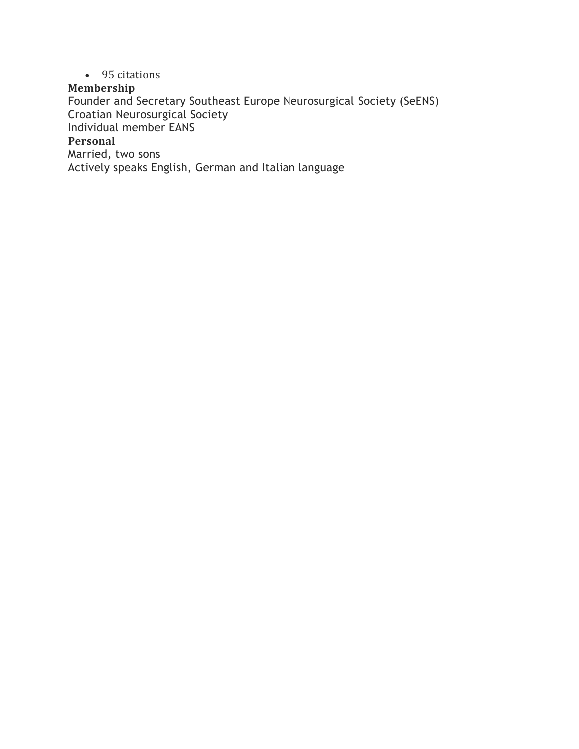- 95 citations

**Membership**

Founder and Secretary Southeast Europe Neurosurgical Society (SeENS)
Croatian Neurosurgical Society
Individual member EANS

**Personal**

Married, two sons
Actively speaks English, German and Italian language